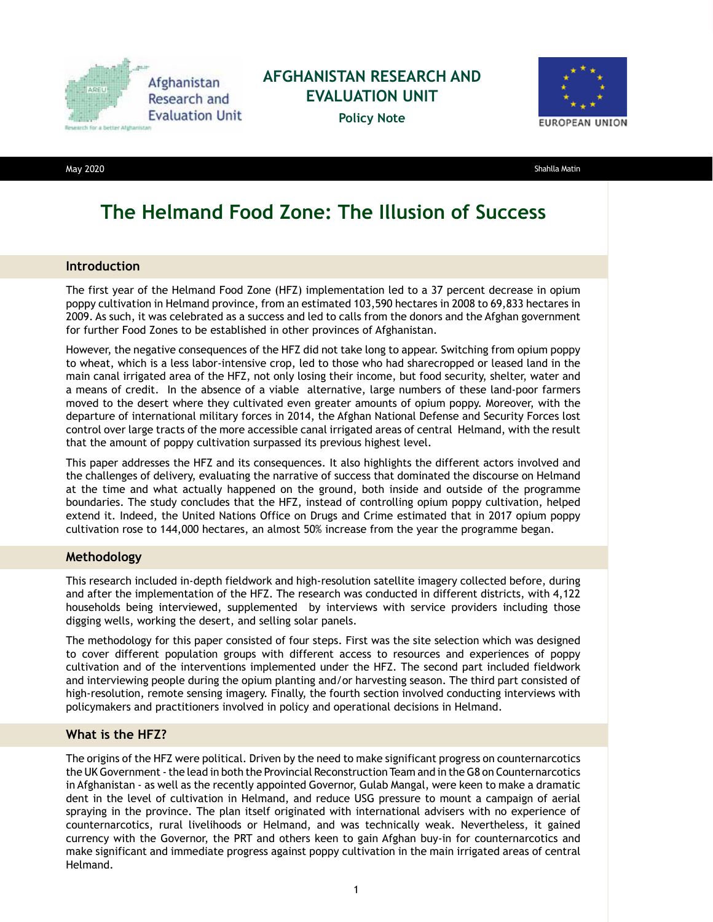AFGHANISTAN RESEARCH AND EVALUATION UNIT

Policy Note

May 2020

Shahlla Matin

# The Helmand Food Zone: The Illusion of Success

## Introduction

The first year of the Helmand Food Zone (HFZ) implementation led to a 37 percent decrease in opium poppy cultivation in Helmand province, from an estimated 103,590 hectares in 2008 to 69,833 hectares in 2009. As such, it was celebrated as a success and led to calls from the donors and the Afghan government for further Food Zones to be established in other provinces of Afghanistan.

However, the negative consequences of the HFZ did not take long to appear. Switching from opium poppy to wheat, which is a less labor-intensive crop, led to those who had sharecropped or leased land in the main canal irrigated area of the HFZ, not only losing their income, but food security, shelter, water and a means of credit. In the absence of a viable alternative, large numbers of these land-poor farmers moved to the desert where they cultivated even greater amounts of opium poppy. Moreover, with the departure of international military forces in 2014, the Afghan National Defense and Security Forces lost control over large tracts of the more accessible canal irrigated areas of central Helmand, with the result that the amount of poppy cultivation surpassed its previous highest level.

This paper addresses the HFZ and its consequences. It also highlights the different actors involved and the challenges of delivery, evaluating the narrative of success that dominated the discourse on Helmand at the time and what actually happened on the ground, both inside and outside of the programme boundaries. The study concludes that the HFZ, instead of controlling opium poppy cultivation, helped extend it. Indeed, the United Nations Office on Drugs and Crime estimated that in 2017 opium poppy cultivation rose to 144,000 hectares, an almost 50% increase from the year the programme began.

## Methodology

This research included in-depth fieldwork and high-resolution satellite imagery collected before, during and after the implementation of the HFZ. The research was conducted in different districts, with 4,122 households being interviewed, supplemented by interviews with service providers including those digging wells, working the desert, and selling solar panels.

The methodology for this paper consisted of four steps. First was the site selection which was designed to cover different population groups with different access to resources and experiences of poppy cultivation and of the interventions implemented under the HFZ. The second part included fieldwork and interviewing people during the opium planting and/or harvesting season. The third part consisted of high-resolution, remote sensing imagery. Finally, the fourth section involved conducting interviews with policymakers and practitioners involved in policy and operational decisions in Helmand.

## What is the HFZ?

The origins of the HFZ were political. Driven by the need to make significant progress on counternarcotics the UK Government - the lead in both the Provincial Reconstruction Team and in the G8 on Counternarcotics in Afghanistan - as well as the recently appointed Governor, Gulab Mangal, were keen to make a dramatic dent in the level of cultivation in Helmand, and reduce USG pressure to mount a campaign of aerial spraying in the province. The plan itself originated with international advisers with no experience of counternarcotics, rural livelihoods or Helmand, and was technically weak. Nevertheless, it gained currency with the Governor, the PRT and others keen to gain Afghan buy-in for counternarcotics and make significant and immediate progress against poppy cultivation in the main irrigated areas of central Helmand.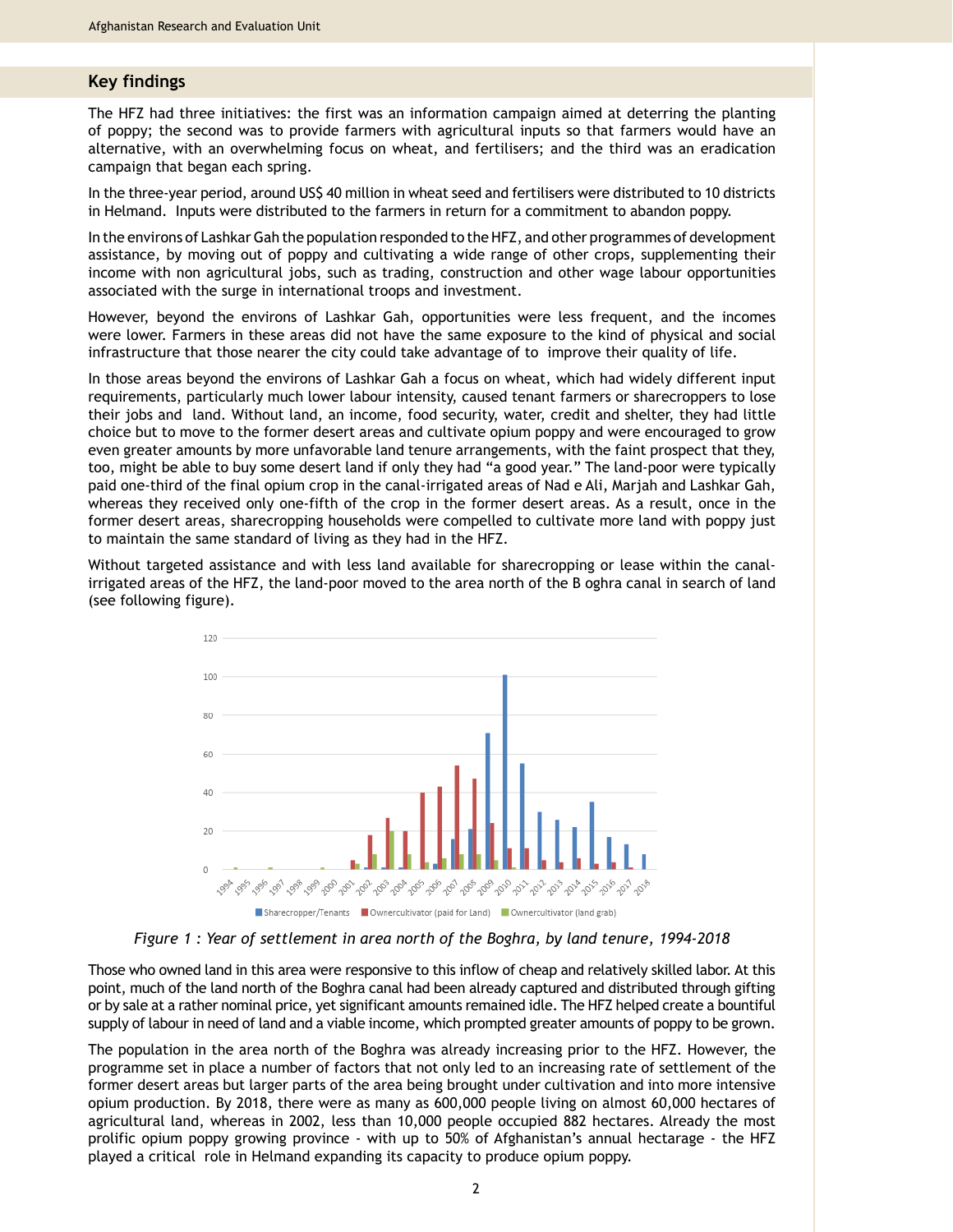## Key findings

The HFZ had three initiatives: the first was an information campaign aimed at deterring the planting of poppy; the second was to provide farmers with agricultural inputs so that farmers would have an alternative, with an overwhelming focus on wheat, and fertilisers; and the third was an eradication campaign that began each spring.

In the three-year period, around US$ 40 million in wheat seed and fertilisers were distributed to 10 districts in Helmand. Inputs were distributed to the farmers in return for a commitment to abandon poppy.

In the environs of Lashkar Gah the population responded to the HFZ, and other programmes of development assistance, by moving out of poppy and cultivating a wide range of other crops, supplementing their income with non agricultural jobs, such as trading, construction and other wage labour opportunities associated with the surge in international troops and investment.

However, beyond the environs of Lashkar Gah, opportunities were less frequent, and the incomes were lower. Farmers in these areas did not have the same exposure to the kind of physical and social infrastructure that those nearer the city could take advantage of to improve their quality of life.

In those areas beyond the environs of Lashkar Gah a focus on wheat, which had widely different input requirements, particularly much lower labour intensity, caused tenant farmers or sharecroppers to lose their jobs and land. Without land, an income, food security, water, credit and shelter, they had little choice but to move to the former desert areas and cultivate opium poppy and were encouraged to grow even greater amounts by more unfavorable land tenure arrangements, with the faint prospect that they, too, might be able to buy some desert land if only they had "a good year." The land-poor were typically paid one-third of the final opium crop in the canal-irrigated areas of Nad e Ali, Marjah and Lashkar Gah, whereas they received only one-fifth of the crop in the former desert areas. As a result, once in the former desert areas, sharecropping households were compelled to cultivate more land with poppy just to maintain the same standard of living as they had in the HFZ.

Without targeted assistance and with less land available for sharecropping or lease within the canal-irrigated areas of the HFZ, the land-poor moved to the area north of the B oghra canal in search of land (see following figure).

*Figure 1 : Year of settlement in area north of the Boghra, by land tenure, 1994-2018*

Those who owned land in this area were responsive to this inflow of cheap and relatively skilled labor. At this point, much of the land north of the Boghra canal had been already captured and distributed through gifting or by sale at a rather nominal price, yet significant amounts remained idle. The HFZ helped create a bountiful supply of labour in need of land and a viable income, which prompted greater amounts of poppy to be grown.

The population in the area north of the Boghra was already increasing prior to the HFZ. However, the programme set in place a number of factors that not only led to an increasing rate of settlement of the former desert areas but larger parts of the area being brought under cultivation and into more intensive opium production. By 2018, there were as many as 600,000 people living on almost 60,000 hectares of agricultural land, whereas in 2002, less than 10,000 people occupied 882 hectares. Already the most prolific opium poppy growing province - with up to 50% of Afghanistan's annual hectarage - the HFZ played a critical role in Helmand expanding its capacity to produce opium poppy.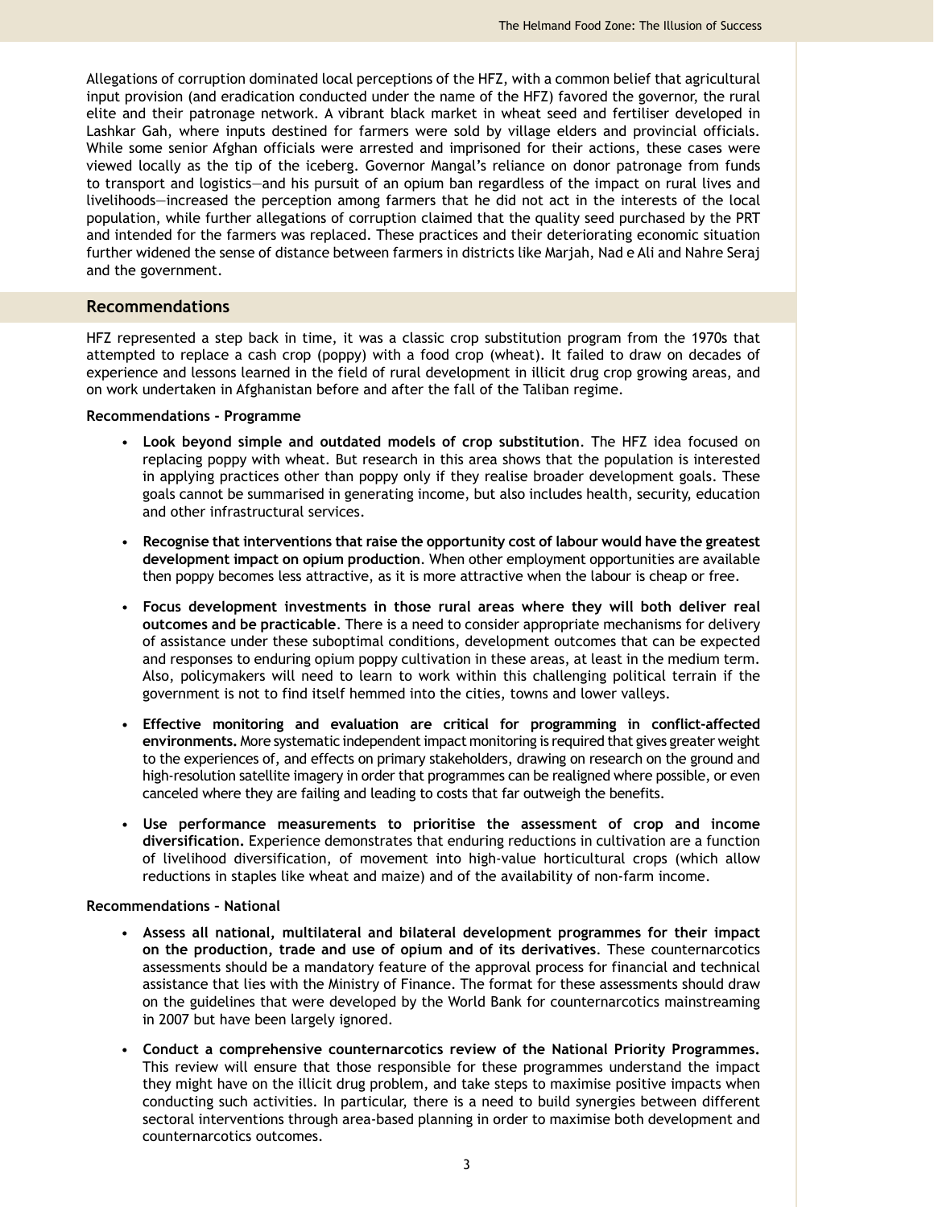Allegations of corruption dominated local perceptions of the HFZ, with a common belief that agricultural input provision (and eradication conducted under the name of the HFZ) favored the governor, the rural elite and their patronage network. A vibrant black market in wheat seed and fertiliser developed in Lashkar Gah, where inputs destined for farmers were sold by village elders and provincial officials. While some senior Afghan officials were arrested and imprisoned for their actions, these cases were viewed locally as the tip of the iceberg. Governor Mangal's reliance on donor patronage from funds to transport and logistics—and his pursuit of an opium ban regardless of the impact on rural lives and livelihoods—increased the perception among farmers that he did not act in the interests of the local population, while further allegations of corruption claimed that the quality seed purchased by the PRT and intended for the farmers was replaced. These practices and their deteriorating economic situation further widened the sense of distance between farmers in districts like Marjah, Nad e Ali and Nahre Seraj and the government.

## Recommendations

HFZ represented a step back in time, it was a classic crop substitution program from the 1970s that attempted to replace a cash crop (poppy) with a food crop (wheat). It failed to draw on decades of experience and lessons learned in the field of rural development in illicit drug crop growing areas, and on work undertaken in Afghanistan before and after the fall of the Taliban regime.

**Recommendations - Programme**

- **Look beyond simple and outdated models of crop substitution**. The HFZ idea focused on replacing poppy with wheat. But research in this area shows that the population is interested in applying practices other than poppy only if they realise broader development goals. These goals cannot be summarised in generating income, but also includes health, security, education and other infrastructural services.
- **Recognise that interventions that raise the opportunity cost of labour would have the greatest development impact on opium production**. When other employment opportunities are available then poppy becomes less attractive, as it is more attractive when the labour is cheap or free.
- **Focus development investments in those rural areas where they will both deliver real outcomes and be practicable**. There is a need to consider appropriate mechanisms for delivery of assistance under these suboptimal conditions, development outcomes that can be expected and responses to enduring opium poppy cultivation in these areas, at least in the medium term. Also, policymakers will need to learn to work within this challenging political terrain if the government is not to find itself hemmed into the cities, towns and lower valleys.
- **Effective monitoring and evaluation are critical for programming in conflict-affected environments.** More systematic independent impact monitoring is required that gives greater weight to the experiences of, and effects on primary stakeholders, drawing on research on the ground and high-resolution satellite imagery in order that programmes can be realigned where possible, or even canceled where they are failing and leading to costs that far outweigh the benefits.
- **Use performance measurements to prioritise the assessment of crop and income diversification.** Experience demonstrates that enduring reductions in cultivation are a function of livelihood diversification, of movement into high-value horticultural crops (which allow reductions in staples like wheat and maize) and of the availability of non-farm income.

**Recommendations – National**

- **Assess all national, multilateral and bilateral development programmes for their impact on the production, trade and use of opium and of its derivatives**. These counternarcotics assessments should be a mandatory feature of the approval process for financial and technical assistance that lies with the Ministry of Finance. The format for these assessments should draw on the guidelines that were developed by the World Bank for counternarcotics mainstreaming in 2007 but have been largely ignored.
- **Conduct a comprehensive counternarcotics review of the National Priority Programmes.** This review will ensure that those responsible for these programmes understand the impact they might have on the illicit drug problem, and take steps to maximise positive impacts when conducting such activities. In particular, there is a need to build synergies between different sectoral interventions through area-based planning in order to maximise both development and counternarcotics outcomes.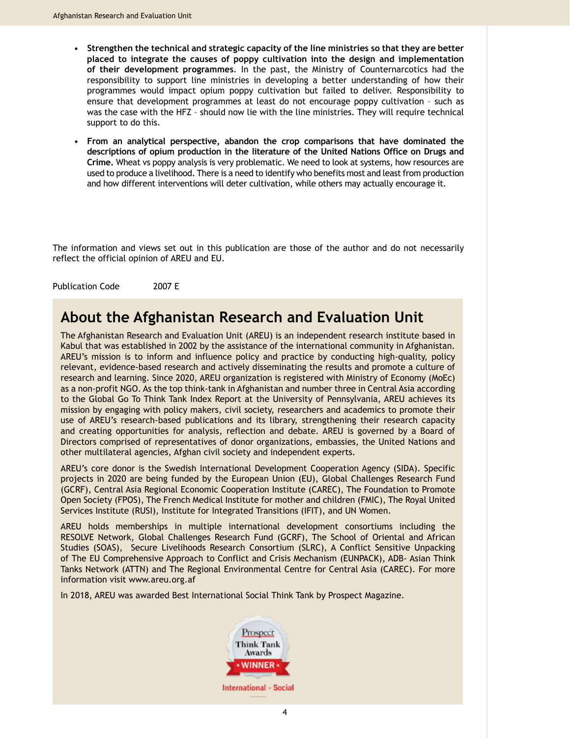- **Strengthen the technical and strategic capacity of the line ministries so that they are better placed to integrate the causes of poppy cultivation into the design and implementation of their development programmes**. In the past, the Ministry of Counternarcotics had the responsibility to support line ministries in developing a better understanding of how their programmes would impact opium poppy cultivation but failed to deliver. Responsibility to ensure that development programmes at least do not encourage poppy cultivation – such as was the case with the HFZ – should now lie with the line ministries. They will require technical support to do this.
- **From an analytical perspective, abandon the crop comparisons that have dominated the descriptions of opium production in the literature of the United Nations Office on Drugs and Crime.** Wheat vs poppy analysis is very problematic. We need to look at systems, how resources are used to produce a livelihood. There is a need to identify who benefits most and least from production and how different interventions will deter cultivation, while others may actually encourage it.

The information and views set out in this publication are those of the author and do not necessarily reflect the official opinion of AREU and EU.

Publication Code 2007 E

## About the Afghanistan Research and Evaluation Unit

The Afghanistan Research and Evaluation Unit (AREU) is an independent research institute based in Kabul that was established in 2002 by the assistance of the international community in Afghanistan. AREU's mission is to inform and influence policy and practice by conducting high-quality, policy relevant, evidence-based research and actively disseminating the results and promote a culture of research and learning. Since 2020, AREU organization is registered with Ministry of Economy (MoEc) as a non-profit NGO. As the top think-tank in Afghanistan and number three in Central Asia according to the Global Go To Think Tank Index Report at the University of Pennsylvania, AREU achieves its mission by engaging with policy makers, civil society, researchers and academics to promote their use of AREU's research-based publications and its library, strengthening their research capacity and creating opportunities for analysis, reflection and debate. AREU is governed by a Board of Directors comprised of representatives of donor organizations, embassies, the United Nations and other multilateral agencies, Afghan civil society and independent experts.

AREU's core donor is the Swedish International Development Cooperation Agency (SIDA). Specific projects in 2020 are being funded by the European Union (EU), Global Challenges Research Fund (GCRF), Central Asia Regional Economic Cooperation Institute (CAREC), The Foundation to Promote Open Society (FPOS), The French Medical Institute for mother and children (FMIC), The Royal United Services Institute (RUSI), Institute for Integrated Transitions (IFIT), and UN Women.

AREU holds memberships in multiple international development consortiums including the RESOLVE Network, Global Challenges Research Fund (GCRF), The School of Oriental and African Studies (SOAS), Secure Livelihoods Research Consortium (SLRC), A Conflict Sensitive Unpacking of The EU Comprehensive Approach to Conflict and Crisis Mechanism (EUNPACK), ADB- Asian Think Tanks Network (ATTN) and The Regional Environmental Centre for Central Asia (CAREC). For more information visit www.areu.org.af

In 2018, AREU was awarded Best International Social Think Tank by Prospect Magazine.

Prospect Think Tank Awards
WINNER
International - Social